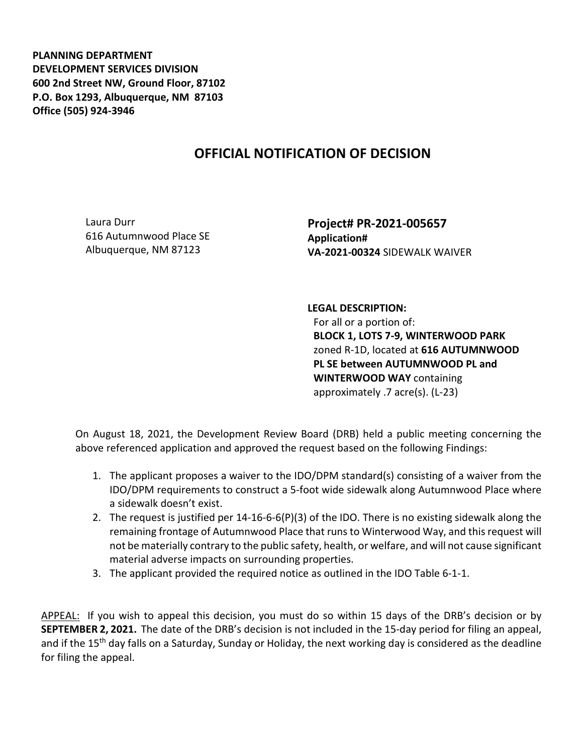**PLANNING DEPARTMENT**
**DEVELOPMENT SERVICES DIVISION**
**600 2nd Street NW, Ground Floor, 87102**
**P.O. Box 1293, Albuquerque, NM 87103**
**Office (505) 924-3946**

# OFFICIAL NOTIFICATION OF DECISION

Laura Durr
616 Autumnwood Place SE
Albuquerque, NM 87123

**Project# PR-2021-005657**
**Application#**
**VA-2021-00324** SIDEWALK WAIVER

**LEGAL DESCRIPTION:**
For all or a portion of:
**BLOCK 1, LOTS 7-9, WINTERWOOD PARK** zoned R-1D, located at **616 AUTUMNWOOD PL SE between AUTUMNWOOD PL and WINTERWOOD WAY** containing approximately .7 acre(s). (L-23)

On August 18, 2021, the Development Review Board (DRB) held a public meeting concerning the above referenced application and approved the request based on the following Findings:

1. The applicant proposes a waiver to the IDO/DPM standard(s) consisting of a waiver from the IDO/DPM requirements to construct a 5-foot wide sidewalk along Autumnwood Place where a sidewalk doesn't exist.
2. The request is justified per 14-16-6-6(P)(3) of the IDO. There is no existing sidewalk along the remaining frontage of Autumnwood Place that runs to Winterwood Way, and this request will not be materially contrary to the public safety, health, or welfare, and will not cause significant material adverse impacts on surrounding properties.
3. The applicant provided the required notice as outlined in the IDO Table 6-1-1.

APPEAL: If you wish to appeal this decision, you must do so within 15 days of the DRB's decision or by **SEPTEMBER 2, 2021.** The date of the DRB's decision is not included in the 15-day period for filing an appeal, and if the 15th day falls on a Saturday, Sunday or Holiday, the next working day is considered as the deadline for filing the appeal.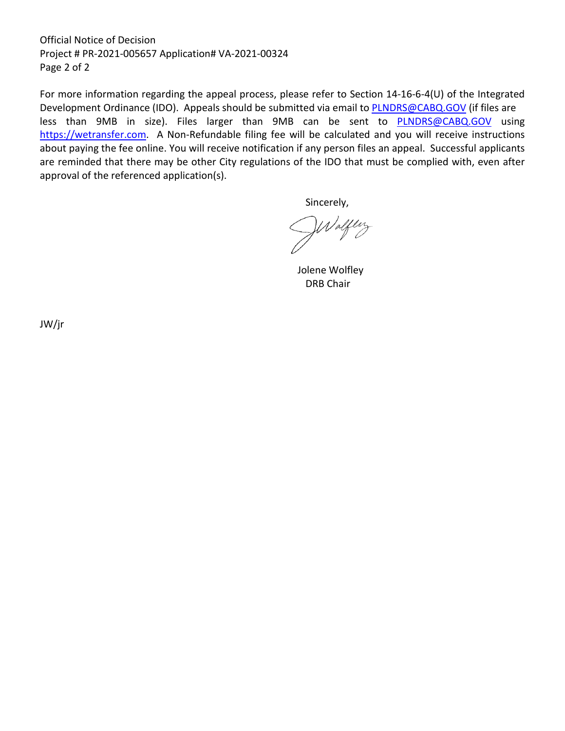For more information regarding the appeal process, please refer to Section 14-16-6-4(U) of the Integrated Development Ordinance (IDO). Appeals should be submitted via email to PLNDRS@CABQ.GOV (if files are less than 9MB in size). Files larger than 9MB can be sent to PLNDRS@CABQ.GOV using https://wetransfer.com. A Non-Refundable filing fee will be calculated and you will receive instructions about paying the fee online. You will receive notification if any person files an appeal. Successful applicants are reminded that there may be other City regulations of the IDO that must be complied with, even after approval of the referenced application(s).

Sincerely,

Jolene Wolfley
DRB Chair

JW/jr